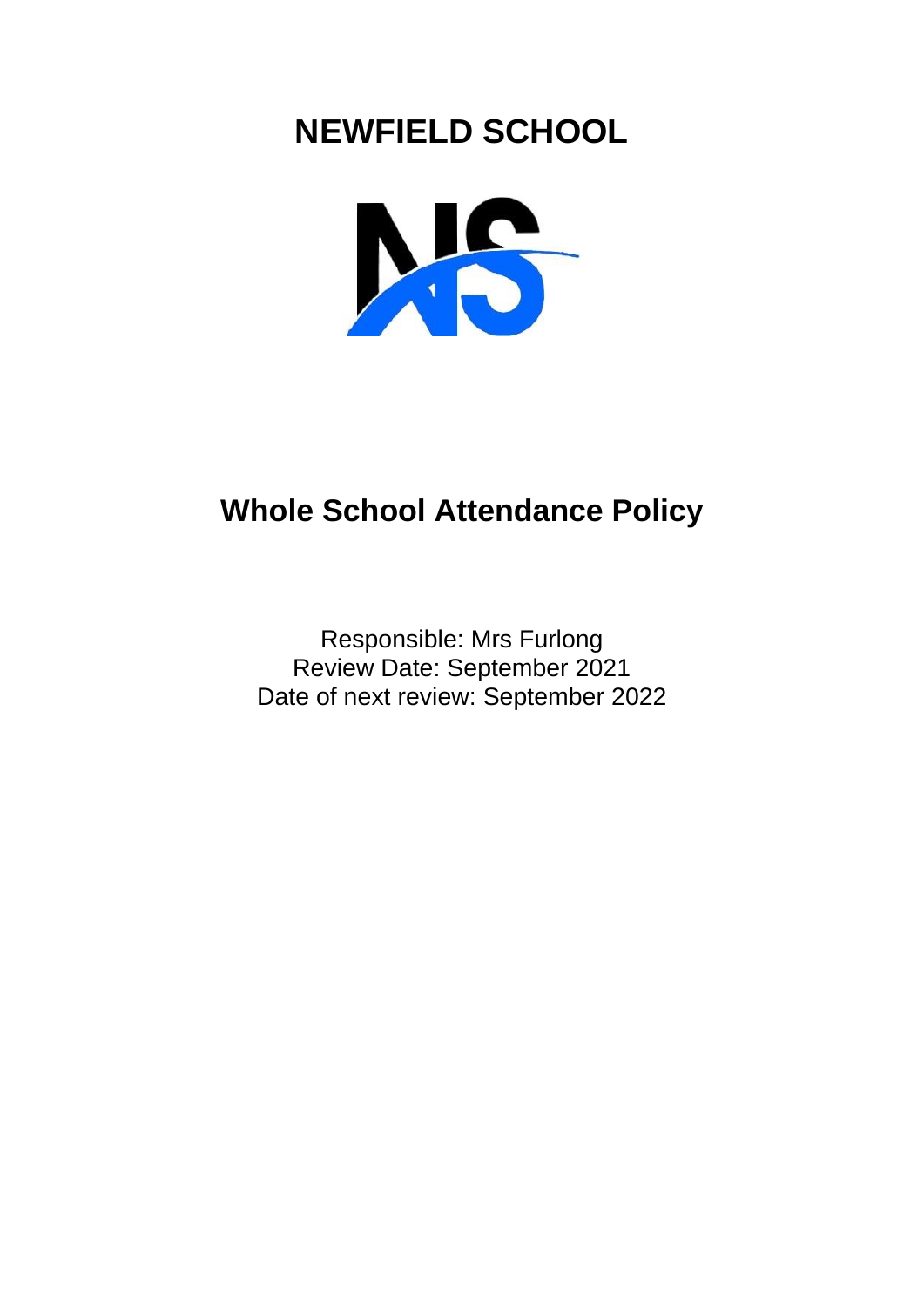# NEWFIELD SCHOOL

## Whole School Attendance Policy

Responsible: Mrs Furlong
Review Date: September 2021
Date of next review: September 2022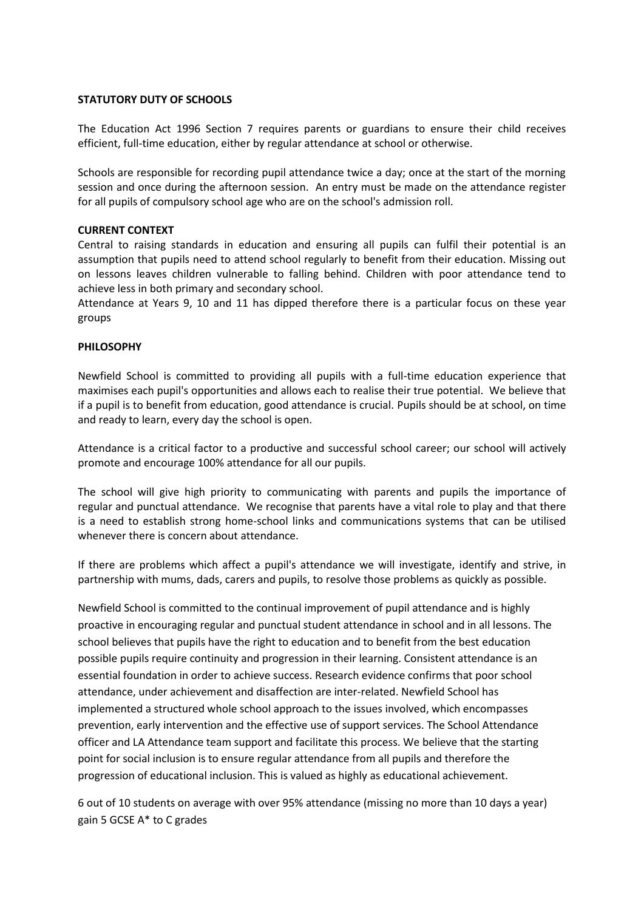**STATUTORY DUTY OF SCHOOLS**

The Education Act 1996 Section 7 requires parents or guardians to ensure their child receives efficient, full-time education, either by regular attendance at school or otherwise.

Schools are responsible for recording pupil attendance twice a day; once at the start of the morning session and once during the afternoon session. An entry must be made on the attendance register for all pupils of compulsory school age who are on the school's admission roll.

**CURRENT CONTEXT**

Central to raising standards in education and ensuring all pupils can fulfil their potential is an assumption that pupils need to attend school regularly to benefit from their education. Missing out on lessons leaves children vulnerable to falling behind. Children with poor attendance tend to achieve less in both primary and secondary school.

Attendance at Years 9, 10 and 11 has dipped therefore there is a particular focus on these year groups

**PHILOSOPHY**

Newfield School is committed to providing all pupils with a full-time education experience that maximises each pupil's opportunities and allows each to realise their true potential. We believe that if a pupil is to benefit from education, good attendance is crucial. Pupils should be at school, on time and ready to learn, every day the school is open.

Attendance is a critical factor to a productive and successful school career; our school will actively promote and encourage 100% attendance for all our pupils.

The school will give high priority to communicating with parents and pupils the importance of regular and punctual attendance. We recognise that parents have a vital role to play and that there is a need to establish strong home-school links and communications systems that can be utilised whenever there is concern about attendance.

If there are problems which affect a pupil's attendance we will investigate, identify and strive, in partnership with mums, dads, carers and pupils, to resolve those problems as quickly as possible.

Newfield School is committed to the continual improvement of pupil attendance and is highly proactive in encouraging regular and punctual student attendance in school and in all lessons. The school believes that pupils have the right to education and to benefit from the best education possible pupils require continuity and progression in their learning. Consistent attendance is an essential foundation in order to achieve success. Research evidence confirms that poor school attendance, under achievement and disaffection are inter-related. Newfield School has implemented a structured whole school approach to the issues involved, which encompasses prevention, early intervention and the effective use of support services. The School Attendance officer and LA Attendance team support and facilitate this process. We believe that the starting point for social inclusion is to ensure regular attendance from all pupils and therefore the progression of educational inclusion. This is valued as highly as educational achievement.

6 out of 10 students on average with over 95% attendance (missing no more than 10 days a year) gain 5 GCSE A* to C grades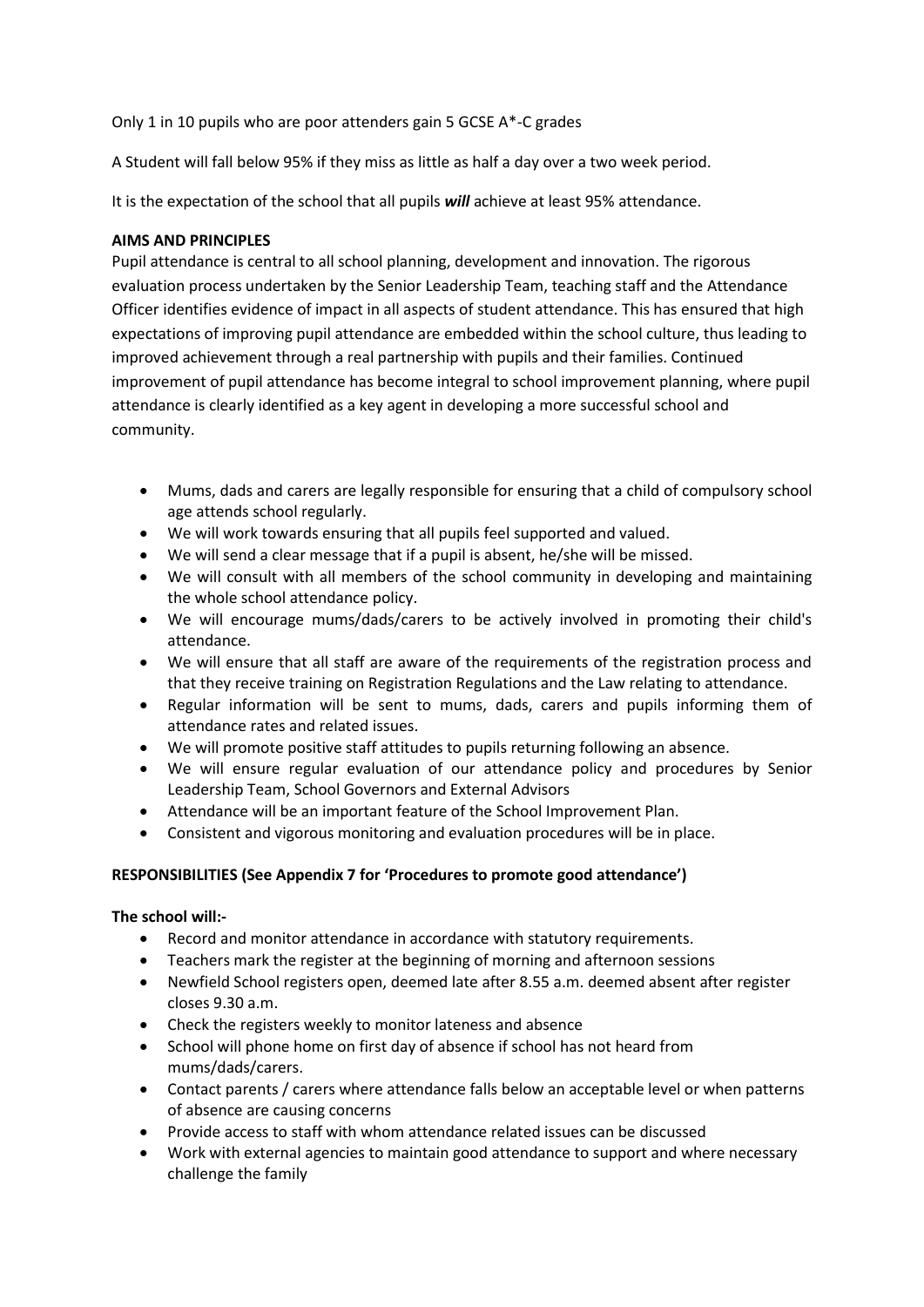Only 1 in 10 pupils who are poor attenders gain 5 GCSE A*-C grades

A Student will fall below 95% if they miss as little as half a day over a two week period.

It is the expectation of the school that all pupils ***will*** achieve at least 95% attendance.

**AIMS AND PRINCIPLES**

Pupil attendance is central to all school planning, development and innovation. The rigorous evaluation process undertaken by the Senior Leadership Team, teaching staff and the Attendance Officer identifies evidence of impact in all aspects of student attendance. This has ensured that high expectations of improving pupil attendance are embedded within the school culture, thus leading to improved achievement through a real partnership with pupils and their families. Continued improvement of pupil attendance has become integral to school improvement planning, where pupil attendance is clearly identified as a key agent in developing a more successful school and community.

- Mums, dads and carers are legally responsible for ensuring that a child of compulsory school age attends school regularly.
- We will work towards ensuring that all pupils feel supported and valued.
- We will send a clear message that if a pupil is absent, he/she will be missed.
- We will consult with all members of the school community in developing and maintaining the whole school attendance policy.
- We will encourage mums/dads/carers to be actively involved in promoting their child's attendance.
- We will ensure that all staff are aware of the requirements of the registration process and that they receive training on Registration Regulations and the Law relating to attendance.
- Regular information will be sent to mums, dads, carers and pupils informing them of attendance rates and related issues.
- We will promote positive staff attitudes to pupils returning following an absence.
- We will ensure regular evaluation of our attendance policy and procedures by Senior Leadership Team, School Governors and External Advisors
- Attendance will be an important feature of the School Improvement Plan.
- Consistent and vigorous monitoring and evaluation procedures will be in place.

**RESPONSIBILITIES (See Appendix 7 for 'Procedures to promote good attendance')**

**The school will:-**

- Record and monitor attendance in accordance with statutory requirements.
- Teachers mark the register at the beginning of morning and afternoon sessions
- Newfield School registers open, deemed late after 8.55 a.m. deemed absent after register closes 9.30 a.m.
- Check the registers weekly to monitor lateness and absence
- School will phone home on first day of absence if school has not heard from mums/dads/carers.
- Contact parents / carers where attendance falls below an acceptable level or when patterns of absence are causing concerns
- Provide access to staff with whom attendance related issues can be discussed
- Work with external agencies to maintain good attendance to support and where necessary challenge the family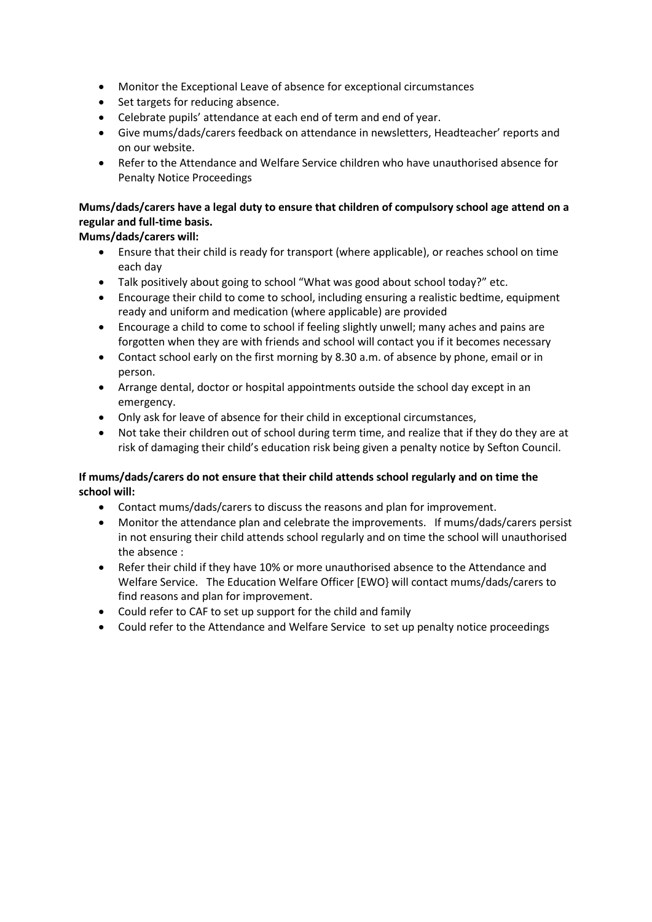- Monitor the Exceptional Leave of absence for exceptional circumstances
- Set targets for reducing absence.
- Celebrate pupils' attendance at each end of term and end of year.
- Give mums/dads/carers feedback on attendance in newsletters, Headteacher' reports and on our website.
- Refer to the Attendance and Welfare Service children who have unauthorised absence for Penalty Notice Proceedings

**Mums/dads/carers have a legal duty to ensure that children of compulsory school age attend on a regular and full-time basis.**

**Mums/dads/carers will:**

- Ensure that their child is ready for transport (where applicable), or reaches school on time each day
- Talk positively about going to school "What was good about school today?" etc.
- Encourage their child to come to school, including ensuring a realistic bedtime, equipment ready and uniform and medication (where applicable) are provided
- Encourage a child to come to school if feeling slightly unwell; many aches and pains are forgotten when they are with friends and school will contact you if it becomes necessary
- Contact school early on the first morning by 8.30 a.m. of absence by phone, email or in person.
- Arrange dental, doctor or hospital appointments outside the school day except in an emergency.
- Only ask for leave of absence for their child in exceptional circumstances,
- Not take their children out of school during term time, and realize that if they do they are at risk of damaging their child's education risk being given a penalty notice by Sefton Council.

**If mums/dads/carers do not ensure that their child attends school regularly and on time the school will:**

- Contact mums/dads/carers to discuss the reasons and plan for improvement.
- Monitor the attendance plan and celebrate the improvements. If mums/dads/carers persist in not ensuring their child attends school regularly and on time the school will unauthorised the absence :
- Refer their child if they have 10% or more unauthorised absence to the Attendance and Welfare Service. The Education Welfare Officer [EWO} will contact mums/dads/carers to find reasons and plan for improvement.
- Could refer to CAF to set up support for the child and family
- Could refer to the Attendance and Welfare Service to set up penalty notice proceedings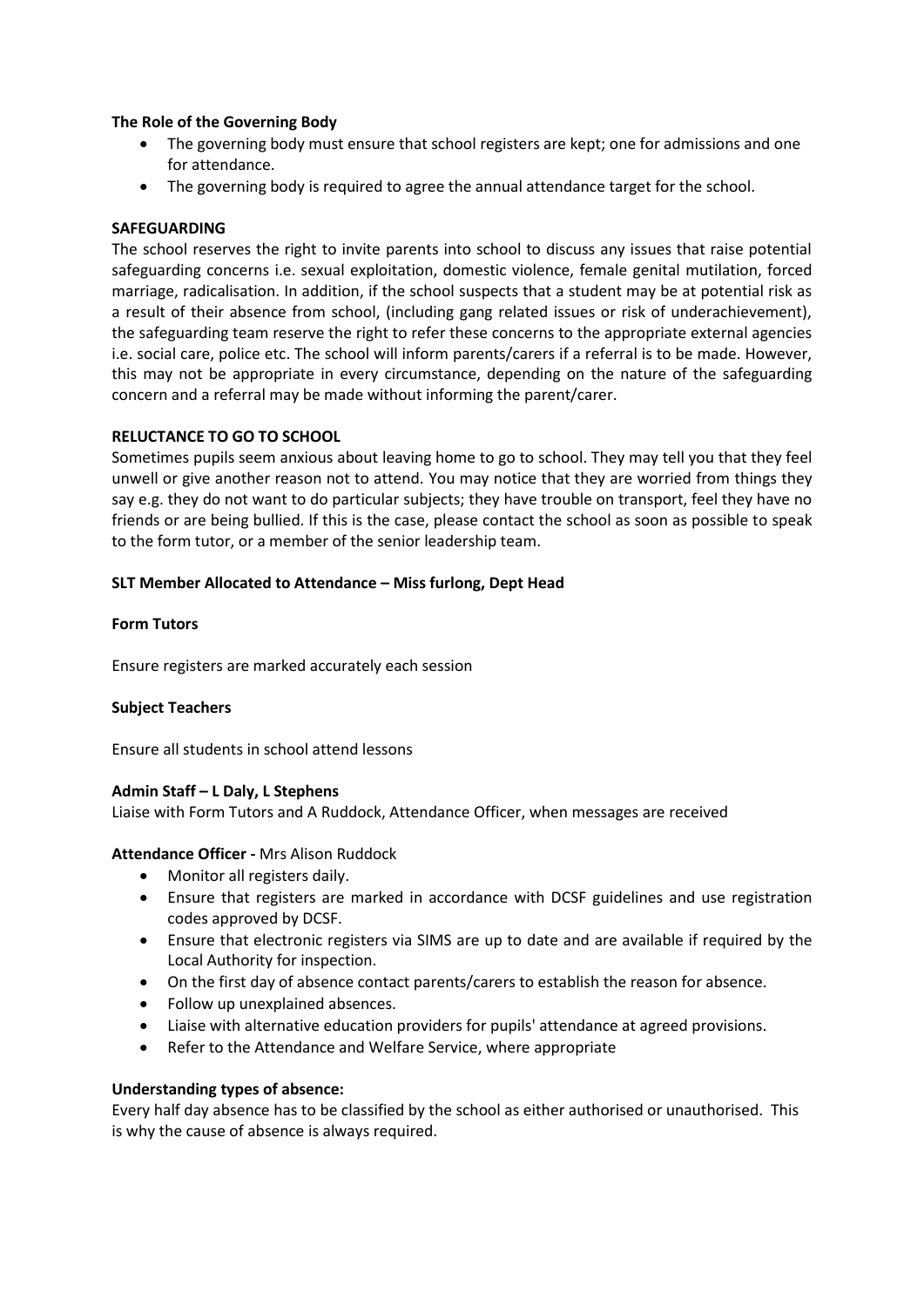**The Role of the Governing Body**

- The governing body must ensure that school registers are kept; one for admissions and one for attendance.
- The governing body is required to agree the annual attendance target for the school.

**SAFEGUARDING**

The school reserves the right to invite parents into school to discuss any issues that raise potential safeguarding concerns i.e. sexual exploitation, domestic violence, female genital mutilation, forced marriage, radicalisation. In addition, if the school suspects that a student may be at potential risk as a result of their absence from school, (including gang related issues or risk of underachievement), the safeguarding team reserve the right to refer these concerns to the appropriate external agencies i.e. social care, police etc. The school will inform parents/carers if a referral is to be made. However, this may not be appropriate in every circumstance, depending on the nature of the safeguarding concern and a referral may be made without informing the parent/carer.

**RELUCTANCE TO GO TO SCHOOL**

Sometimes pupils seem anxious about leaving home to go to school. They may tell you that they feel unwell or give another reason not to attend. You may notice that they are worried from things they say e.g. they do not want to do particular subjects; they have trouble on transport, feel they have no friends or are being bullied. If this is the case, please contact the school as soon as possible to speak to the form tutor, or a member of the senior leadership team.

**SLT Member Allocated to Attendance – Miss furlong, Dept Head**

**Form Tutors**

Ensure registers are marked accurately each session

**Subject Teachers**

Ensure all students in school attend lessons

**Admin Staff – L Daly, L Stephens**

Liaise with Form Tutors and A Ruddock, Attendance Officer, when messages are received

**Attendance Officer -** Mrs Alison Ruddock

- Monitor all registers daily.
- Ensure that registers are marked in accordance with DCSF guidelines and use registration codes approved by DCSF.
- Ensure that electronic registers via SIMS are up to date and are available if required by the Local Authority for inspection.
- On the first day of absence contact parents/carers to establish the reason for absence.
- Follow up unexplained absences.
- Liaise with alternative education providers for pupils' attendance at agreed provisions.
- Refer to the Attendance and Welfare Service, where appropriate

**Understanding types of absence:**

Every half day absence has to be classified by the school as either authorised or unauthorised. This is why the cause of absence is always required.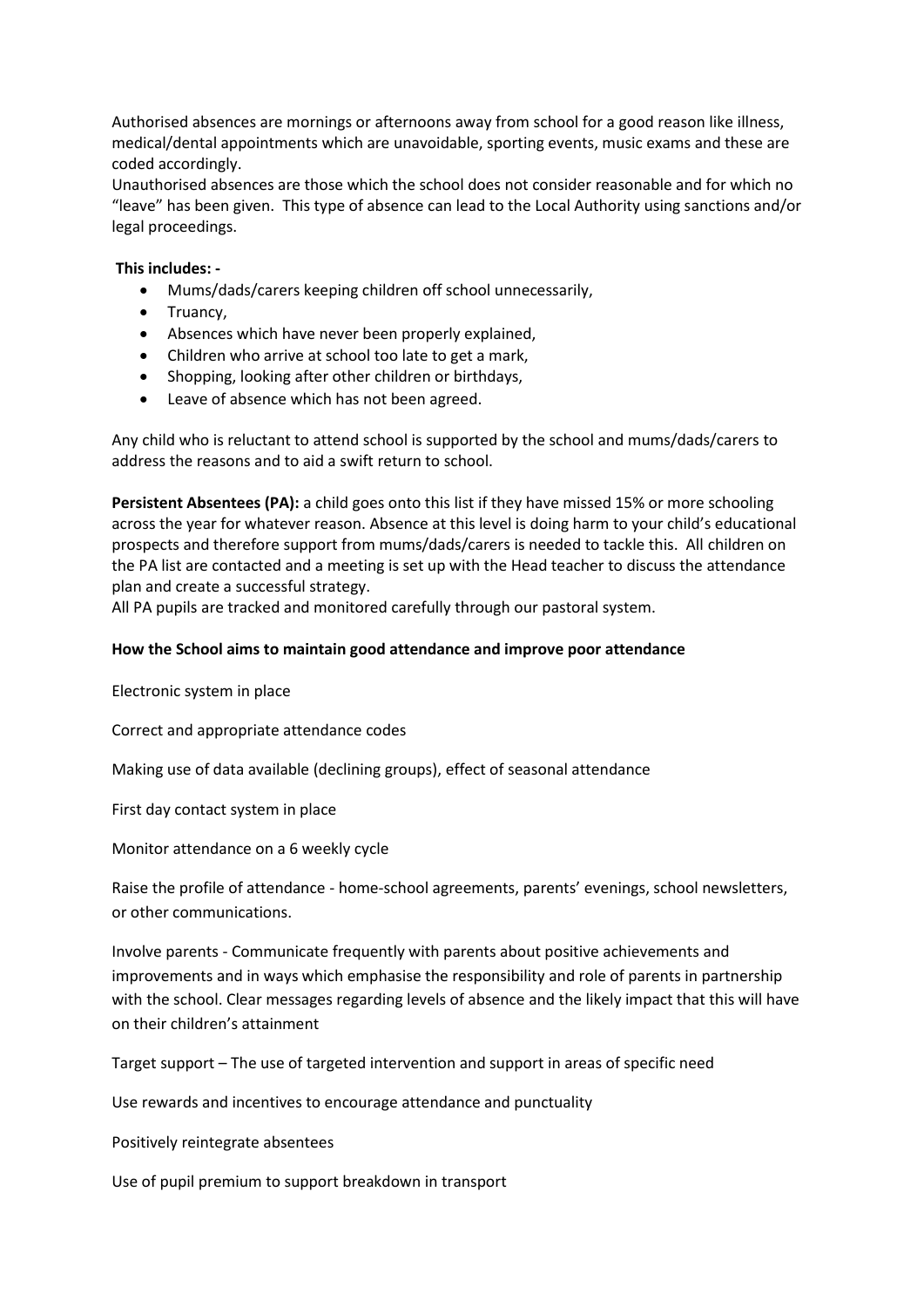Authorised absences are mornings or afternoons away from school for a good reason like illness, medical/dental appointments which are unavoidable, sporting events, music exams and these are coded accordingly.

Unauthorised absences are those which the school does not consider reasonable and for which no "leave" has been given. This type of absence can lead to the Local Authority using sanctions and/or legal proceedings.

**This includes: -**

- Mums/dads/carers keeping children off school unnecessarily,
- Truancy,
- Absences which have never been properly explained,
- Children who arrive at school too late to get a mark,
- Shopping, looking after other children or birthdays,
- Leave of absence which has not been agreed.

Any child who is reluctant to attend school is supported by the school and mums/dads/carers to address the reasons and to aid a swift return to school.

**Persistent Absentees (PA):** a child goes onto this list if they have missed 15% or more schooling across the year for whatever reason. Absence at this level is doing harm to your child's educational prospects and therefore support from mums/dads/carers is needed to tackle this. All children on the PA list are contacted and a meeting is set up with the Head teacher to discuss the attendance plan and create a successful strategy.

All PA pupils are tracked and monitored carefully through our pastoral system.

**How the School aims to maintain good attendance and improve poor attendance**

Electronic system in place

Correct and appropriate attendance codes

Making use of data available (declining groups), effect of seasonal attendance

First day contact system in place

Monitor attendance on a 6 weekly cycle

Raise the profile of attendance - home-school agreements, parents' evenings, school newsletters, or other communications.

Involve parents - Communicate frequently with parents about positive achievements and improvements and in ways which emphasise the responsibility and role of parents in partnership with the school. Clear messages regarding levels of absence and the likely impact that this will have on their children's attainment

Target support – The use of targeted intervention and support in areas of specific need

Use rewards and incentives to encourage attendance and punctuality

Positively reintegrate absentees

Use of pupil premium to support breakdown in transport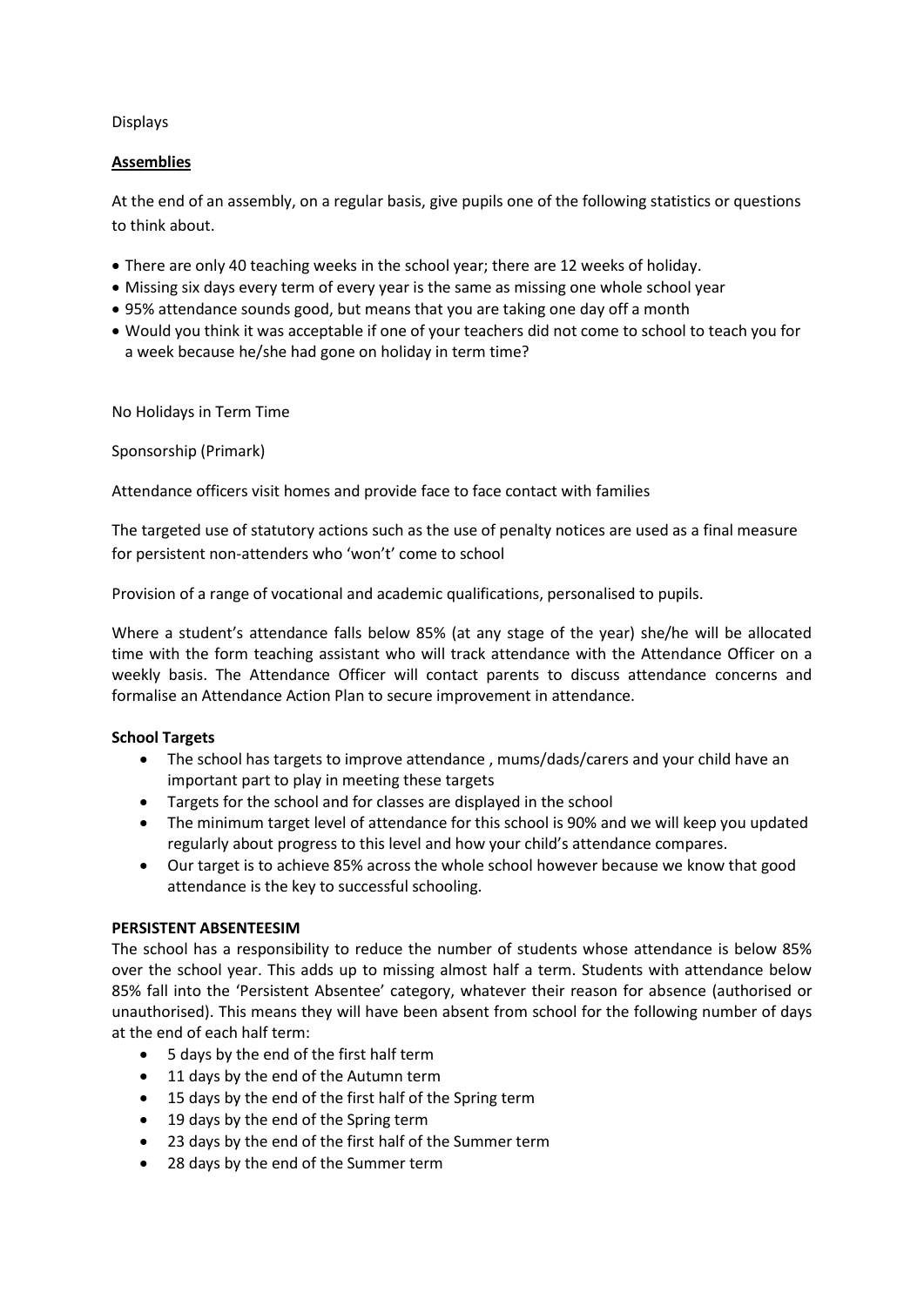Displays

**Assemblies**

At the end of an assembly, on a regular basis, give pupils one of the following statistics or questions to think about.

- There are only 40 teaching weeks in the school year; there are 12 weeks of holiday.
- Missing six days every term of every year is the same as missing one whole school year
- 95% attendance sounds good, but means that you are taking one day off a month
- Would you think it was acceptable if one of your teachers did not come to school to teach you for a week because he/she had gone on holiday in term time?

No Holidays in Term Time

Sponsorship (Primark)

Attendance officers visit homes and provide face to face contact with families

The targeted use of statutory actions such as the use of penalty notices are used as a final measure for persistent non-attenders who 'won't' come to school

Provision of a range of vocational and academic qualifications, personalised to pupils.

Where a student's attendance falls below 85% (at any stage of the year) she/he will be allocated time with the form teaching assistant who will track attendance with the Attendance Officer on a weekly basis. The Attendance Officer will contact parents to discuss attendance concerns and formalise an Attendance Action Plan to secure improvement in attendance.

**School Targets**

- The school has targets to improve attendance , mums/dads/carers and your child have an important part to play in meeting these targets
- Targets for the school and for classes are displayed in the school
- The minimum target level of attendance for this school is 90% and we will keep you updated regularly about progress to this level and how your child's attendance compares.
- Our target is to achieve 85% across the whole school however because we know that good attendance is the key to successful schooling.

**PERSISTENT ABSENTEESIM**

The school has a responsibility to reduce the number of students whose attendance is below 85% over the school year. This adds up to missing almost half a term. Students with attendance below 85% fall into the 'Persistent Absentee' category, whatever their reason for absence (authorised or unauthorised). This means they will have been absent from school for the following number of days at the end of each half term:

- 5 days by the end of the first half term
- 11 days by the end of the Autumn term
- 15 days by the end of the first half of the Spring term
- 19 days by the end of the Spring term
- 23 days by the end of the first half of the Summer term
- 28 days by the end of the Summer term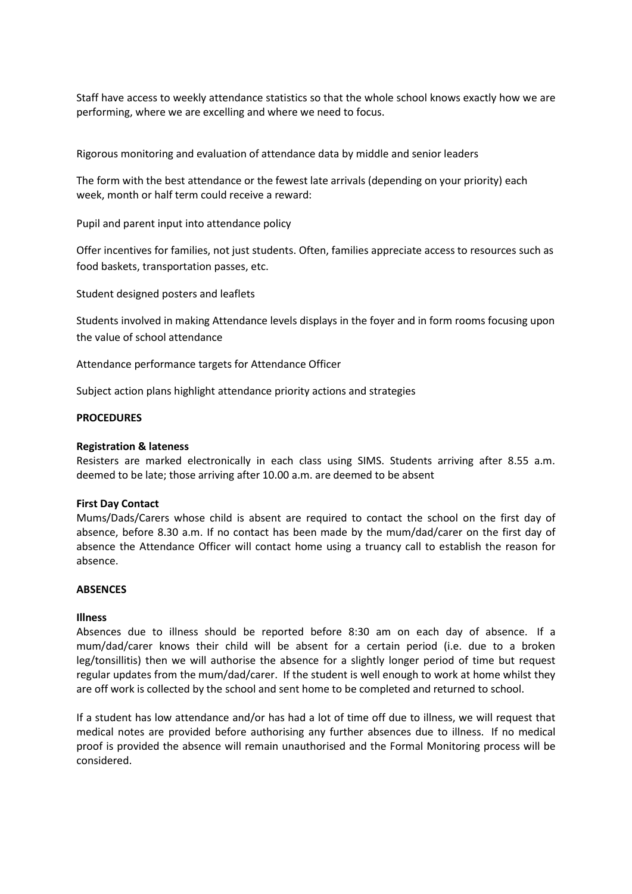Staff have access to weekly attendance statistics so that the whole school knows exactly how we are performing, where we are excelling and where we need to focus.

Rigorous monitoring and evaluation of attendance data by middle and senior leaders

The form with the best attendance or the fewest late arrivals (depending on your priority) each week, month or half term could receive a reward:

Pupil and parent input into attendance policy

Offer incentives for families, not just students. Often, families appreciate access to resources such as food baskets, transportation passes, etc.

Student designed posters and leaflets

Students involved in making Attendance levels displays in the foyer and in form rooms focusing upon the value of school attendance

Attendance performance targets for Attendance Officer

Subject action plans highlight attendance priority actions and strategies

**PROCEDURES**

**Registration & lateness**

Resisters are marked electronically in each class using SIMS. Students arriving after 8.55 a.m. deemed to be late; those arriving after 10.00 a.m. are deemed to be absent

**First Day Contact**

Mums/Dads/Carers whose child is absent are required to contact the school on the first day of absence, before 8.30 a.m. If no contact has been made by the mum/dad/carer on the first day of absence the Attendance Officer will contact home using a truancy call to establish the reason for absence.

**ABSENCES**

**Illness**

Absences due to illness should be reported before 8:30 am on each day of absence. If a mum/dad/carer knows their child will be absent for a certain period (i.e. due to a broken leg/tonsillitis) then we will authorise the absence for a slightly longer period of time but request regular updates from the mum/dad/carer. If the student is well enough to work at home whilst they are off work is collected by the school and sent home to be completed and returned to school.

If a student has low attendance and/or has had a lot of time off due to illness, we will request that medical notes are provided before authorising any further absences due to illness. If no medical proof is provided the absence will remain unauthorised and the Formal Monitoring process will be considered.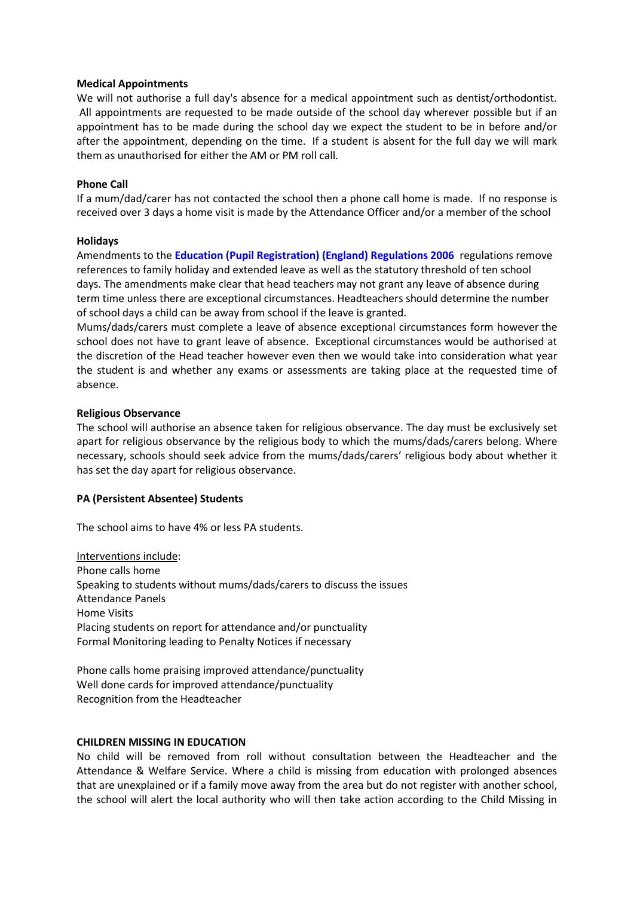**Medical Appointments**

We will not authorise a full day's absence for a medical appointment such as dentist/orthodontist. All appointments are requested to be made outside of the school day wherever possible but if an appointment has to be made during the school day we expect the student to be in before and/or after the appointment, depending on the time. If a student is absent for the full day we will mark them as unauthorised for either the AM or PM roll call.

**Phone Call**

If a mum/dad/carer has not contacted the school then a phone call home is made. If no response is received over 3 days a home visit is made by the Attendance Officer and/or a member of the school

**Holidays**

Amendments to the **Education (Pupil Registration) (England) Regulations 2006** regulations remove references to family holiday and extended leave as well as the statutory threshold of ten school days. The amendments make clear that head teachers may not grant any leave of absence during term time unless there are exceptional circumstances. Headteachers should determine the number of school days a child can be away from school if the leave is granted.

Mums/dads/carers must complete a leave of absence exceptional circumstances form however the school does not have to grant leave of absence. Exceptional circumstances would be authorised at the discretion of the Head teacher however even then we would take into consideration what year the student is and whether any exams or assessments are taking place at the requested time of absence.

**Religious Observance**

The school will authorise an absence taken for religious observance. The day must be exclusively set apart for religious observance by the religious body to which the mums/dads/carers belong. Where necessary, schools should seek advice from the mums/dads/carers' religious body about whether it has set the day apart for religious observance.

**PA (Persistent Absentee) Students**

The school aims to have 4% or less PA students.

Interventions include:

Phone calls home
Speaking to students without mums/dads/carers to discuss the issues
Attendance Panels
Home Visits
Placing students on report for attendance and/or punctuality
Formal Monitoring leading to Penalty Notices if necessary

Phone calls home praising improved attendance/punctuality
Well done cards for improved attendance/punctuality
Recognition from the Headteacher

**CHILDREN MISSING IN EDUCATION**

No child will be removed from roll without consultation between the Headteacher and the Attendance & Welfare Service. Where a child is missing from education with prolonged absences that are unexplained or if a family move away from the area but do not register with another school, the school will alert the local authority who will then take action according to the Child Missing in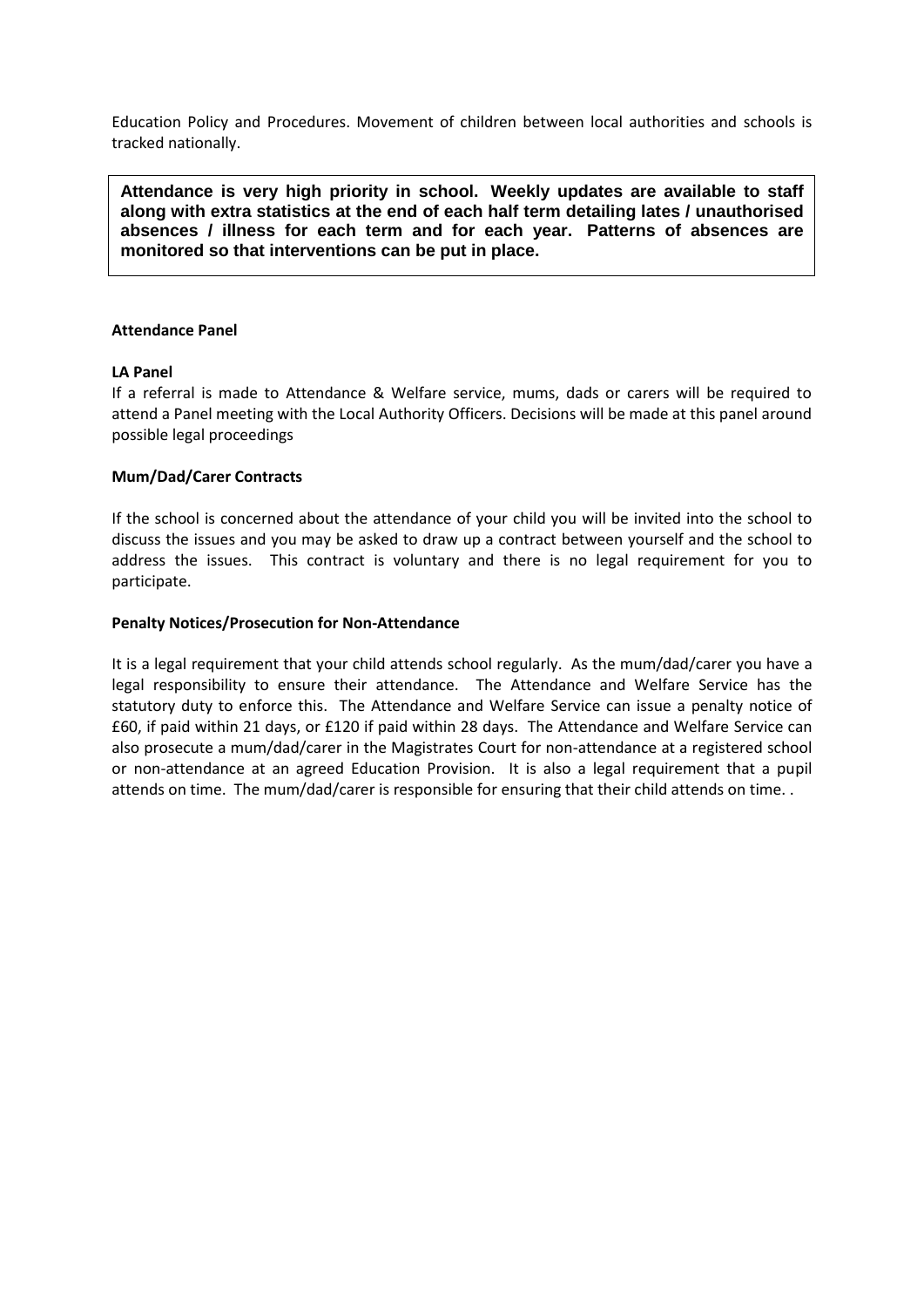Education Policy and Procedures. Movement of children between local authorities and schools is tracked nationally.

**Attendance is very high priority in school. Weekly updates are available to staff along with extra statistics at the end of each half term detailing lates / unauthorised absences / illness for each term and for each year. Patterns of absences are monitored so that interventions can be put in place.**

**Attendance Panel**

**LA Panel**

If a referral is made to Attendance & Welfare service, mums, dads or carers will be required to attend a Panel meeting with the Local Authority Officers. Decisions will be made at this panel around possible legal proceedings

**Mum/Dad/Carer Contracts**

If the school is concerned about the attendance of your child you will be invited into the school to discuss the issues and you may be asked to draw up a contract between yourself and the school to address the issues. This contract is voluntary and there is no legal requirement for you to participate.

**Penalty Notices/Prosecution for Non-Attendance**

It is a legal requirement that your child attends school regularly. As the mum/dad/carer you have a legal responsibility to ensure their attendance. The Attendance and Welfare Service has the statutory duty to enforce this. The Attendance and Welfare Service can issue a penalty notice of £60, if paid within 21 days, or £120 if paid within 28 days. The Attendance and Welfare Service can also prosecute a mum/dad/carer in the Magistrates Court for non-attendance at a registered school or non-attendance at an agreed Education Provision. It is also a legal requirement that a pupil attends on time. The mum/dad/carer is responsible for ensuring that their child attends on time. .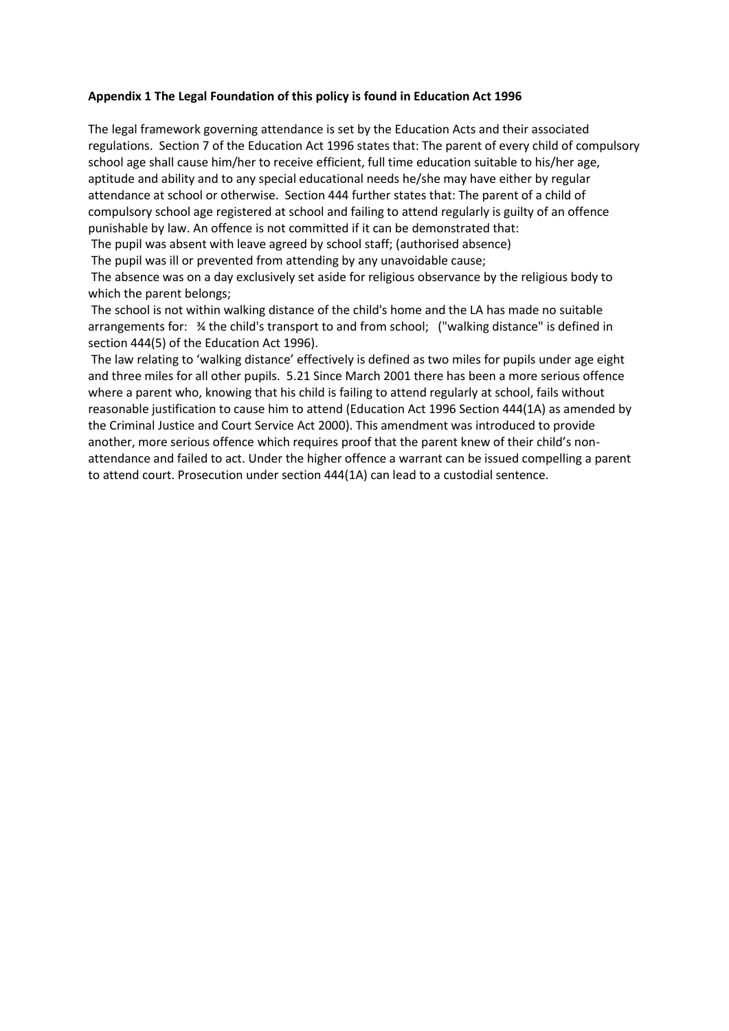**Appendix 1 The Legal Foundation of this policy is found in Education Act 1996**

The legal framework governing attendance is set by the Education Acts and their associated regulations. Section 7 of the Education Act 1996 states that: The parent of every child of compulsory school age shall cause him/her to receive efficient, full time education suitable to his/her age, aptitude and ability and to any special educational needs he/she may have either by regular attendance at school or otherwise. Section 444 further states that: The parent of a child of compulsory school age registered at school and failing to attend regularly is guilty of an offence punishable by law. An offence is not committed if it can be demonstrated that:

The pupil was absent with leave agreed by school staff; (authorised absence)

The pupil was ill or prevented from attending by any unavoidable cause;

The absence was on a day exclusively set aside for religious observance by the religious body to which the parent belongs;

The school is not within walking distance of the child's home and the LA has made no suitable arrangements for: ¾ the child's transport to and from school; ("walking distance" is defined in section 444(5) of the Education Act 1996).

The law relating to 'walking distance' effectively is defined as two miles for pupils under age eight and three miles for all other pupils. 5.21 Since March 2001 there has been a more serious offence where a parent who, knowing that his child is failing to attend regularly at school, fails without reasonable justification to cause him to attend (Education Act 1996 Section 444(1A) as amended by the Criminal Justice and Court Service Act 2000). This amendment was introduced to provide another, more serious offence which requires proof that the parent knew of their child's non-attendance and failed to act. Under the higher offence a warrant can be issued compelling a parent to attend court. Prosecution under section 444(1A) can lead to a custodial sentence.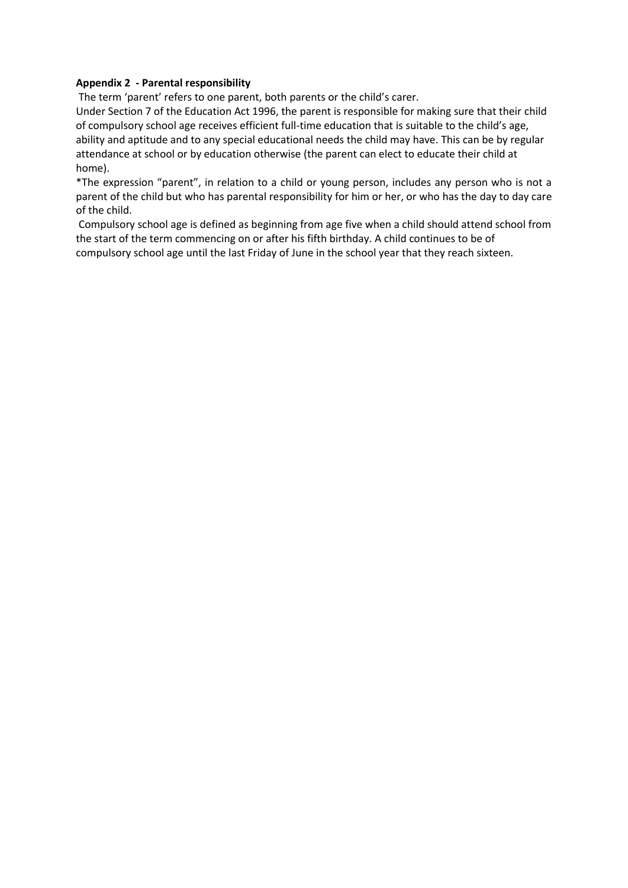**Appendix 2 - Parental responsibility**

The term 'parent' refers to one parent, both parents or the child's carer.

Under Section 7 of the Education Act 1996, the parent is responsible for making sure that their child of compulsory school age receives efficient full-time education that is suitable to the child's age, ability and aptitude and to any special educational needs the child may have. This can be by regular attendance at school or by education otherwise (the parent can elect to educate their child at home).

*The expression "parent", in relation to a child or young person, includes any person who is not a parent of the child but who has parental responsibility for him or her, or who has the day to day care of the child.

Compulsory school age is defined as beginning from age five when a child should attend school from the start of the term commencing on or after his fifth birthday. A child continues to be of compulsory school age until the last Friday of June in the school year that they reach sixteen.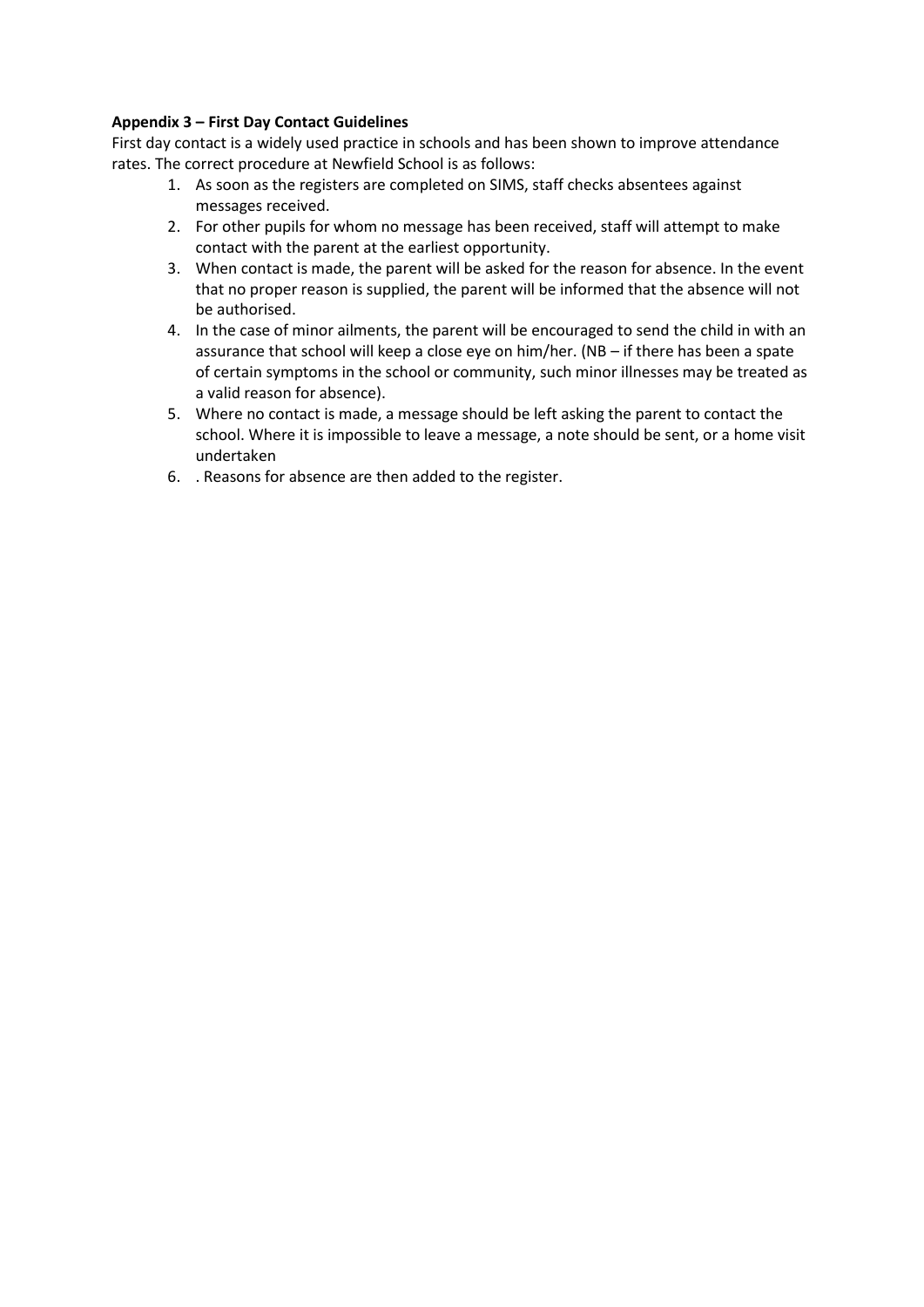**Appendix 3 – First Day Contact Guidelines**

First day contact is a widely used practice in schools and has been shown to improve attendance rates. The correct procedure at Newfield School is as follows:

1. As soon as the registers are completed on SIMS, staff checks absentees against messages received.
2. For other pupils for whom no message has been received, staff will attempt to make contact with the parent at the earliest opportunity.
3. When contact is made, the parent will be asked for the reason for absence. In the event that no proper reason is supplied, the parent will be informed that the absence will not be authorised.
4. In the case of minor ailments, the parent will be encouraged to send the child in with an assurance that school will keep a close eye on him/her. (NB – if there has been a spate of certain symptoms in the school or community, such minor illnesses may be treated as a valid reason for absence).
5. Where no contact is made, a message should be left asking the parent to contact the school. Where it is impossible to leave a message, a note should be sent, or a home visit undertaken
6. . Reasons for absence are then added to the register.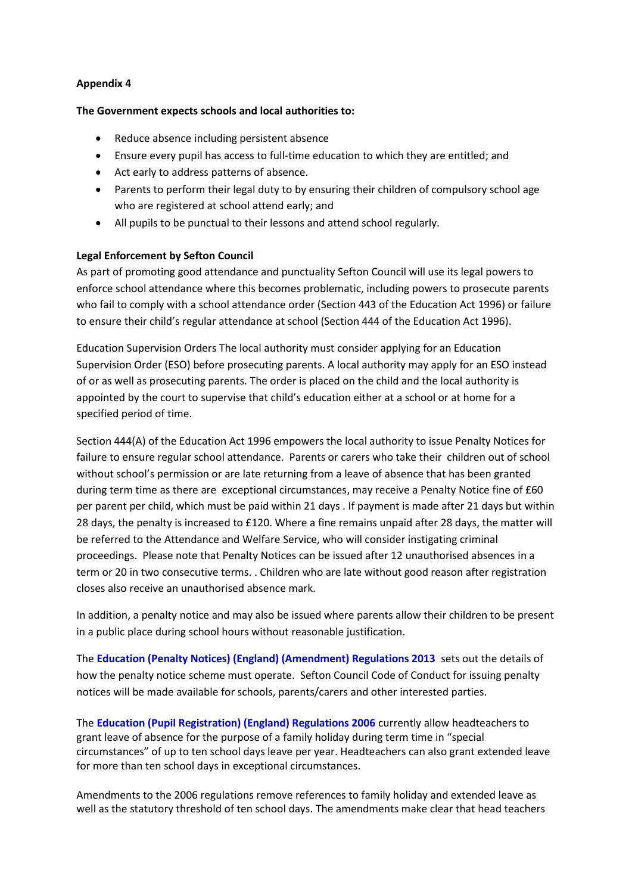**Appendix 4**

**The Government expects schools and local authorities to:**

- Reduce absence including persistent absence
- Ensure every pupil has access to full-time education to which they are entitled; and
- Act early to address patterns of absence.
- Parents to perform their legal duty to by ensuring their children of compulsory school age who are registered at school attend early; and
- All pupils to be punctual to their lessons and attend school regularly.

**Legal Enforcement by Sefton Council**

As part of promoting good attendance and punctuality Sefton Council will use its legal powers to enforce school attendance where this becomes problematic, including powers to prosecute parents who fail to comply with a school attendance order (Section 443 of the Education Act 1996) or failure to ensure their child's regular attendance at school (Section 444 of the Education Act 1996).

Education Supervision Orders The local authority must consider applying for an Education Supervision Order (ESO) before prosecuting parents. A local authority may apply for an ESO instead of or as well as prosecuting parents. The order is placed on the child and the local authority is appointed by the court to supervise that child's education either at a school or at home for a specified period of time.

Section 444(A) of the Education Act 1996 empowers the local authority to issue Penalty Notices for failure to ensure regular school attendance. Parents or carers who take their children out of school without school's permission or are late returning from a leave of absence that has been granted during term time as there are exceptional circumstances, may receive a Penalty Notice fine of £60 per parent per child, which must be paid within 21 days . If payment is made after 21 days but within 28 days, the penalty is increased to £120. Where a fine remains unpaid after 28 days, the matter will be referred to the Attendance and Welfare Service, who will consider instigating criminal proceedings. Please note that Penalty Notices can be issued after 12 unauthorised absences in a term or 20 in two consecutive terms. . Children who are late without good reason after registration closes also receive an unauthorised absence mark.

In addition, a penalty notice and may also be issued where parents allow their children to be present in a public place during school hours without reasonable justification.

The **Education (Penalty Notices) (England) (Amendment) Regulations 2013** sets out the details of how the penalty notice scheme must operate. Sefton Council Code of Conduct for issuing penalty notices will be made available for schools, parents/carers and other interested parties.

The **Education (Pupil Registration) (England) Regulations 2006** currently allow headteachers to grant leave of absence for the purpose of a family holiday during term time in "special circumstances" of up to ten school days leave per year. Headteachers can also grant extended leave for more than ten school days in exceptional circumstances.

Amendments to the 2006 regulations remove references to family holiday and extended leave as well as the statutory threshold of ten school days. The amendments make clear that head teachers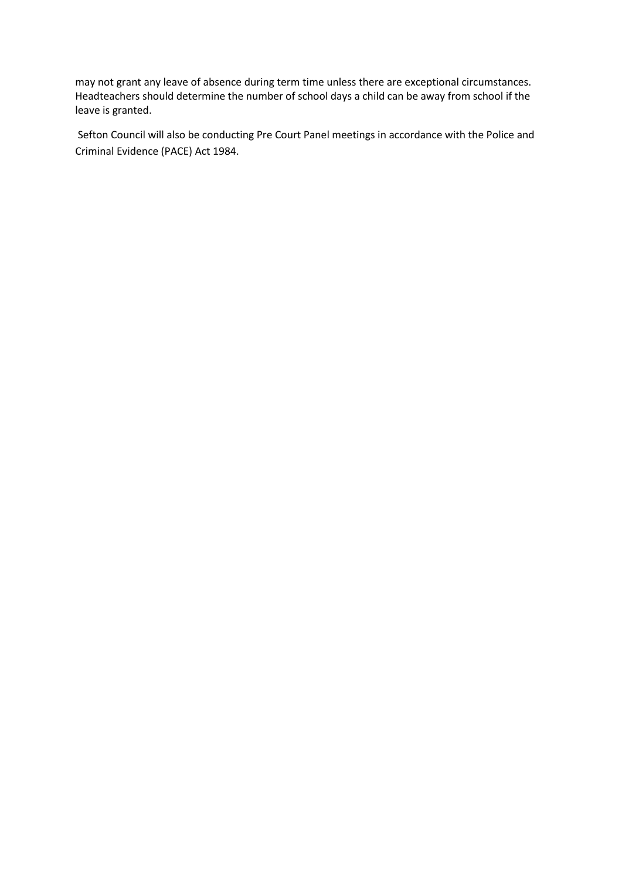may not grant any leave of absence during term time unless there are exceptional circumstances. Headteachers should determine the number of school days a child can be away from school if the leave is granted.

Sefton Council will also be conducting Pre Court Panel meetings in accordance with the Police and Criminal Evidence (PACE) Act 1984.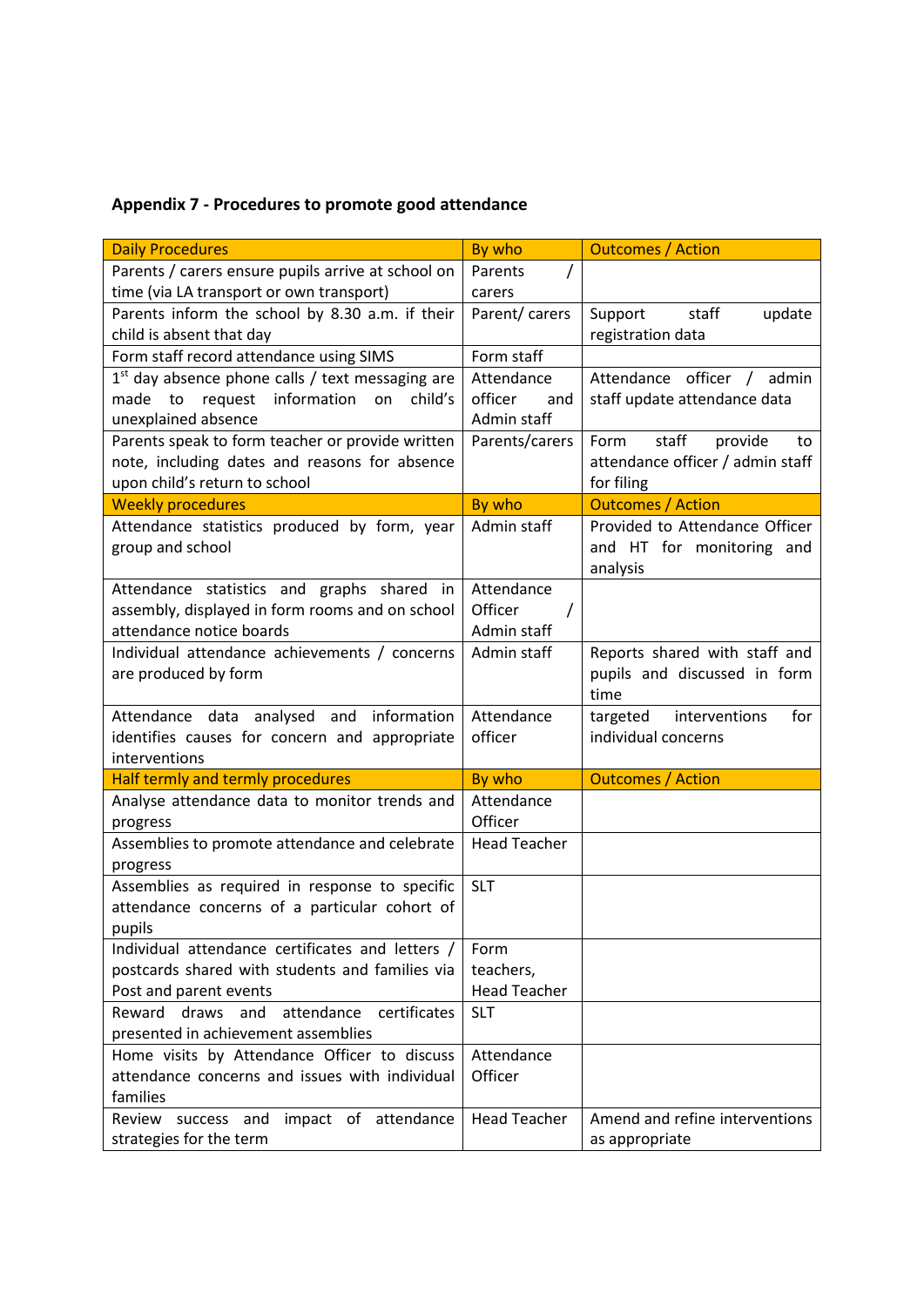### Appendix 7 - Procedures to promote good attendance

| Daily Procedures | By who | Outcomes / Action |
|---|---|---|
| Parents / carers ensure pupils arrive at school on time (via LA transport or own transport) | Parents / carers | |
| Parents inform the school by 8.30 a.m. if their child is absent that day | Parent/ carers | Support staff update registration data |
| Form staff record attendance using SIMS | Form staff | |
| 1st day absence phone calls / text messaging are made to request information on child's unexplained absence | Attendance officer and Admin staff | Attendance officer / admin staff update attendance data |
| Parents speak to form teacher or provide written note, including dates and reasons for absence upon child's return to school | Parents/carers | Form staff provide to attendance officer / admin staff for filing |
| **Weekly procedures** | **By who** | **Outcomes / Action** |
| Attendance statistics produced by form, year group and school | Admin staff | Provided to Attendance Officer and HT for monitoring and analysis |
| Attendance statistics and graphs shared in assembly, displayed in form rooms and on school attendance notice boards | Attendance Officer / Admin staff | |
| Individual attendance achievements / concerns are produced by form | Admin staff | Reports shared with staff and pupils and discussed in form time |
| Attendance data analysed and information identifies causes for concern and appropriate interventions | Attendance officer | targeted interventions for individual concerns |
| **Half termly and termly procedures** | **By who** | **Outcomes / Action** |
| Analyse attendance data to monitor trends and progress | Attendance Officer | |
| Assemblies to promote attendance and celebrate progress | Head Teacher | |
| Assemblies as required in response to specific attendance concerns of a particular cohort of pupils | SLT | |
| Individual attendance certificates and letters / postcards shared with students and families via Post and parent events | Form teachers, Head Teacher | |
| Reward draws and attendance certificates presented in achievement assemblies | SLT | |
| Home visits by Attendance Officer to discuss attendance concerns and issues with individual families | Attendance Officer | |
| Review success and impact of attendance strategies for the term | Head Teacher | Amend and refine interventions as appropriate |